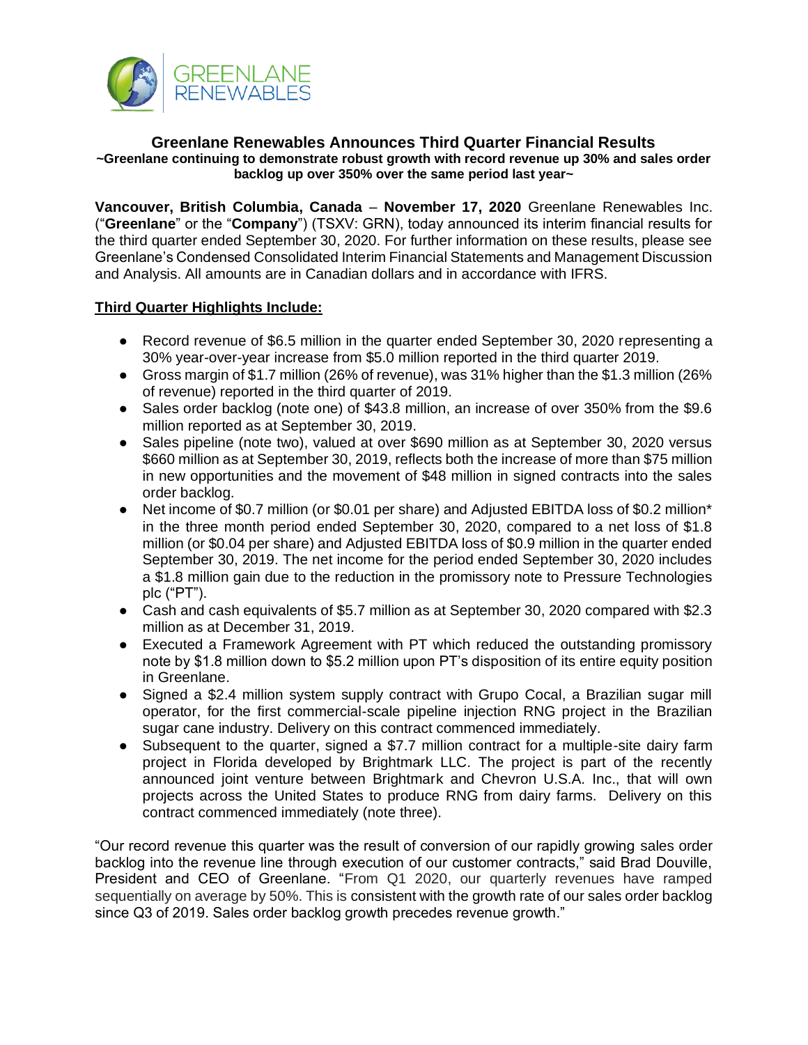# Greenlane Renewables Announces Third Quarter Financial Results

**~Greenlane continuing to demonstrate robust growth with record revenue up 30% and sales order backlog up over 350% over the same period last year~**

**Vancouver, British Columbia, Canada** – **November 17, 2020** Greenlane Renewables Inc. ("**Greenlane**" or the "**Company**") (TSXV: GRN), today announced its interim financial results for the third quarter ended September 30, 2020. For further information on these results, please see Greenlane's Condensed Consolidated Interim Financial Statements and Management Discussion and Analysis. All amounts are in Canadian dollars and in accordance with IFRS.

## Third Quarter Highlights Include:

- Record revenue of $6.5 million in the quarter ended September 30, 2020 representing a 30% year-over-year increase from $5.0 million reported in the third quarter 2019.
- Gross margin of $1.7 million (26% of revenue), was 31% higher than the $1.3 million (26% of revenue) reported in the third quarter of 2019.
- Sales order backlog (note one) of $43.8 million, an increase of over 350% from the $9.6 million reported as at September 30, 2019.
- Sales pipeline (note two), valued at over $690 million as at September 30, 2020 versus $660 million as at September 30, 2019, reflects both the increase of more than $75 million in new opportunities and the movement of $48 million in signed contracts into the sales order backlog.
- Net income of $0.7 million (or $0.01 per share) and Adjusted EBITDA loss of $0.2 million* in the three month period ended September 30, 2020, compared to a net loss of $1.8 million (or $0.04 per share) and Adjusted EBITDA loss of $0.9 million in the quarter ended September 30, 2019. The net income for the period ended September 30, 2020 includes a $1.8 million gain due to the reduction in the promissory note to Pressure Technologies plc ("PT").
- Cash and cash equivalents of $5.7 million as at September 30, 2020 compared with $2.3 million as at December 31, 2019.
- Executed a Framework Agreement with PT which reduced the outstanding promissory note by $1.8 million down to $5.2 million upon PT's disposition of its entire equity position in Greenlane.
- Signed a $2.4 million system supply contract with Grupo Cocal, a Brazilian sugar mill operator, for the first commercial-scale pipeline injection RNG project in the Brazilian sugar cane industry. Delivery on this contract commenced immediately.
- Subsequent to the quarter, signed a $7.7 million contract for a multiple-site dairy farm project in Florida developed by Brightmark LLC. The project is part of the recently announced joint venture between Brightmark and Chevron U.S.A. Inc., that will own projects across the United States to produce RNG from dairy farms. Delivery on this contract commenced immediately (note three).

"Our record revenue this quarter was the result of conversion of our rapidly growing sales order backlog into the revenue line through execution of our customer contracts," said Brad Douville, President and CEO of Greenlane. "From Q1 2020, our quarterly revenues have ramped sequentially on average by 50%. This is consistent with the growth rate of our sales order backlog since Q3 of 2019. Sales order backlog growth precedes revenue growth."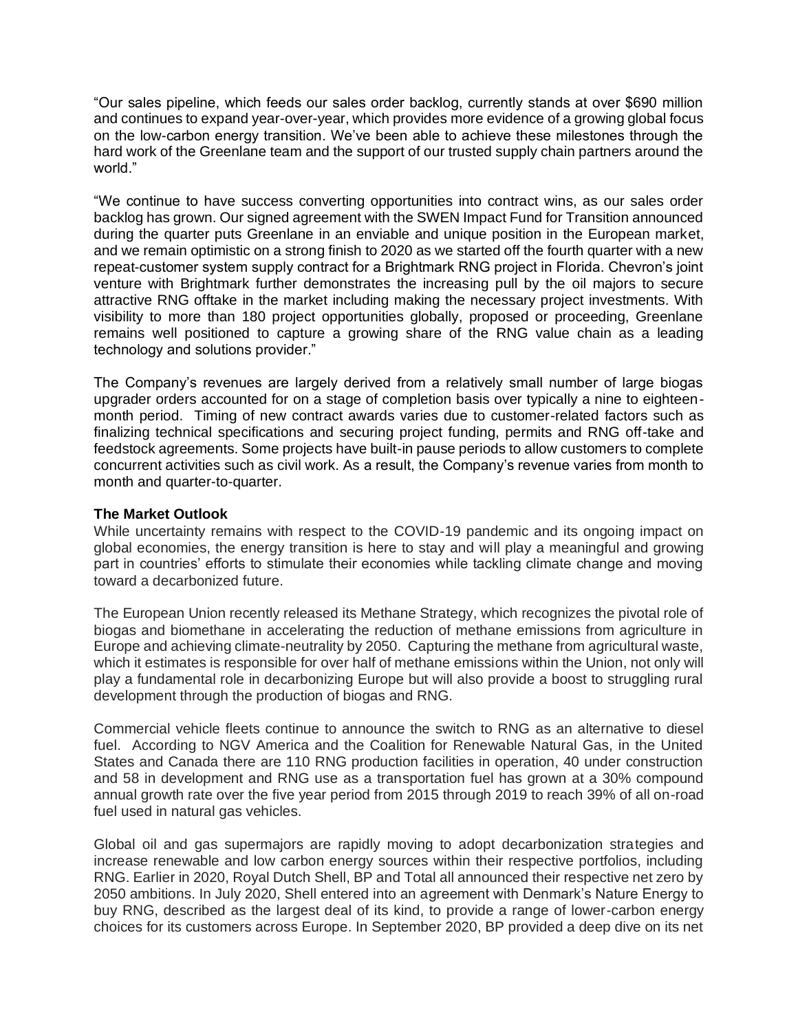"Our sales pipeline, which feeds our sales order backlog, currently stands at over $690 million and continues to expand year-over-year, which provides more evidence of a growing global focus on the low-carbon energy transition. We've been able to achieve these milestones through the hard work of the Greenlane team and the support of our trusted supply chain partners around the world."

"We continue to have success converting opportunities into contract wins, as our sales order backlog has grown. Our signed agreement with the SWEN Impact Fund for Transition announced during the quarter puts Greenlane in an enviable and unique position in the European market, and we remain optimistic on a strong finish to 2020 as we started off the fourth quarter with a new repeat-customer system supply contract for a Brightmark RNG project in Florida. Chevron's joint venture with Brightmark further demonstrates the increasing pull by the oil majors to secure attractive RNG offtake in the market including making the necessary project investments. With visibility to more than 180 project opportunities globally, proposed or proceeding, Greenlane remains well positioned to capture a growing share of the RNG value chain as a leading technology and solutions provider."

The Company's revenues are largely derived from a relatively small number of large biogas upgrader orders accounted for on a stage of completion basis over typically a nine to eighteen-month period. Timing of new contract awards varies due to customer-related factors such as finalizing technical specifications and securing project funding, permits and RNG off-take and feedstock agreements. Some projects have built-in pause periods to allow customers to complete concurrent activities such as civil work. As a result, the Company's revenue varies from month to month and quarter-to-quarter.

**The Market Outlook**

While uncertainty remains with respect to the COVID-19 pandemic and its ongoing impact on global economies, the energy transition is here to stay and will play a meaningful and growing part in countries' efforts to stimulate their economies while tackling climate change and moving toward a decarbonized future.

The European Union recently released its Methane Strategy, which recognizes the pivotal role of biogas and biomethane in accelerating the reduction of methane emissions from agriculture in Europe and achieving climate-neutrality by 2050. Capturing the methane from agricultural waste, which it estimates is responsible for over half of methane emissions within the Union, not only will play a fundamental role in decarbonizing Europe but will also provide a boost to struggling rural development through the production of biogas and RNG.

Commercial vehicle fleets continue to announce the switch to RNG as an alternative to diesel fuel. According to NGV America and the Coalition for Renewable Natural Gas, in the United States and Canada there are 110 RNG production facilities in operation, 40 under construction and 58 in development and RNG use as a transportation fuel has grown at a 30% compound annual growth rate over the five year period from 2015 through 2019 to reach 39% of all on-road fuel used in natural gas vehicles.

Global oil and gas supermajors are rapidly moving to adopt decarbonization strategies and increase renewable and low carbon energy sources within their respective portfolios, including RNG. Earlier in 2020, Royal Dutch Shell, BP and Total all announced their respective net zero by 2050 ambitions. In July 2020, Shell entered into an agreement with Denmark's Nature Energy to buy RNG, described as the largest deal of its kind, to provide a range of lower-carbon energy choices for its customers across Europe. In September 2020, BP provided a deep dive on its net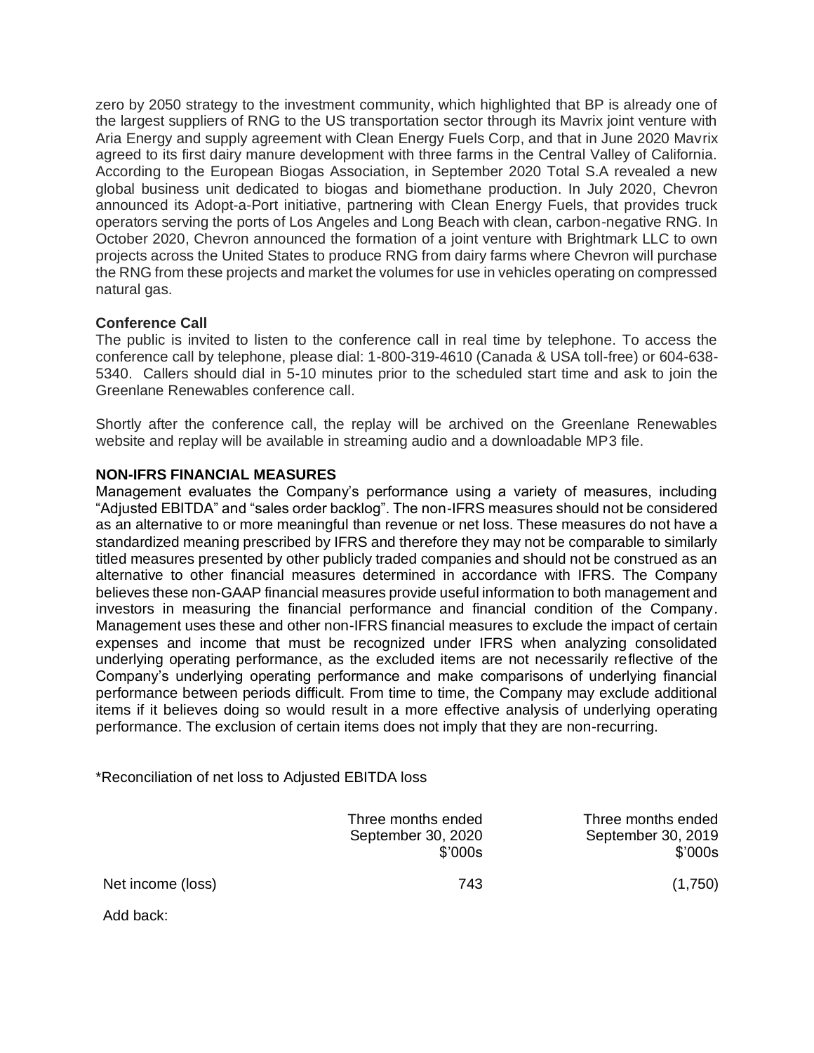zero by 2050 strategy to the investment community, which highlighted that BP is already one of the largest suppliers of RNG to the US transportation sector through its Mavrix joint venture with Aria Energy and supply agreement with Clean Energy Fuels Corp, and that in June 2020 Mavrix agreed to its first dairy manure development with three farms in the Central Valley of California. According to the European Biogas Association, in September 2020 Total S.A revealed a new global business unit dedicated to biogas and biomethane production. In July 2020, Chevron announced its Adopt-a-Port initiative, partnering with Clean Energy Fuels, that provides truck operators serving the ports of Los Angeles and Long Beach with clean, carbon-negative RNG. In October 2020, Chevron announced the formation of a joint venture with Brightmark LLC to own projects across the United States to produce RNG from dairy farms where Chevron will purchase the RNG from these projects and market the volumes for use in vehicles operating on compressed natural gas.

**Conference Call**

The public is invited to listen to the conference call in real time by telephone. To access the conference call by telephone, please dial: 1-800-319-4610 (Canada & USA toll-free) or 604-638-5340. Callers should dial in 5-10 minutes prior to the scheduled start time and ask to join the Greenlane Renewables conference call.

Shortly after the conference call, the replay will be archived on the Greenlane Renewables website and replay will be available in streaming audio and a downloadable MP3 file.

**NON-IFRS FINANCIAL MEASURES**

Management evaluates the Company's performance using a variety of measures, including "Adjusted EBITDA" and "sales order backlog". The non-IFRS measures should not be considered as an alternative to or more meaningful than revenue or net loss. These measures do not have a standardized meaning prescribed by IFRS and therefore they may not be comparable to similarly titled measures presented by other publicly traded companies and should not be construed as an alternative to other financial measures determined in accordance with IFRS. The Company believes these non-GAAP financial measures provide useful information to both management and investors in measuring the financial performance and financial condition of the Company. Management uses these and other non-IFRS financial measures to exclude the impact of certain expenses and income that must be recognized under IFRS when analyzing consolidated underlying operating performance, as the excluded items are not necessarily reflective of the Company's underlying operating performance and make comparisons of underlying financial performance between periods difficult. From time to time, the Company may exclude additional items if it believes doing so would result in a more effective analysis of underlying operating performance. The exclusion of certain items does not imply that they are non-recurring.

*Reconciliation of net loss to Adjusted EBITDA loss

| | Three months ended September 30, 2020 $'000s | Three months ended September 30, 2019 $'000s |
|---|---|---|
| Net income (loss) | 743 | (1,750) |
| Add back: | | |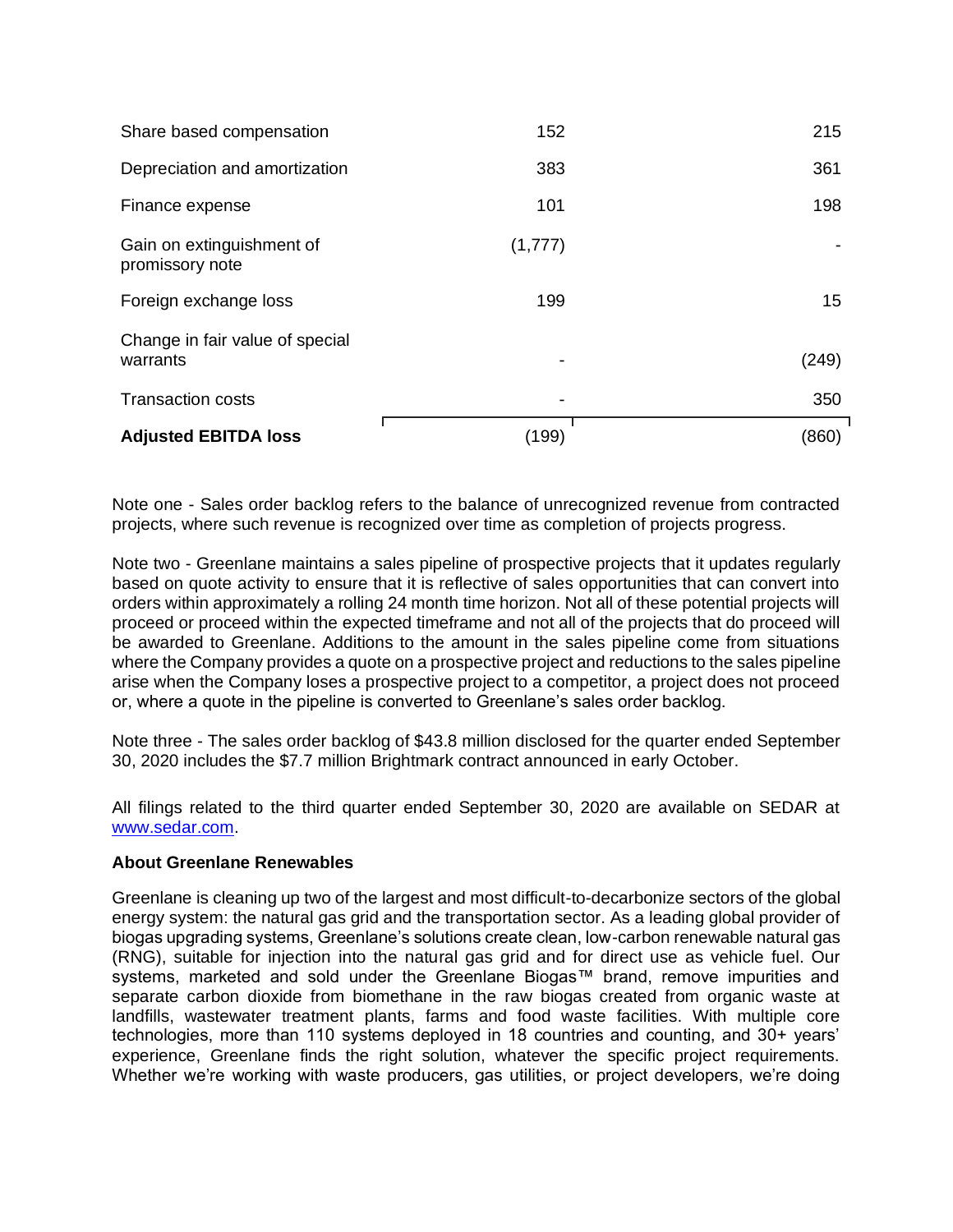| | | |
|---|---|---|
| Share based compensation | 152 | 215 |
| Depreciation and amortization | 383 | 361 |
| Finance expense | 101 | 198 |
| Gain on extinguishment of promissory note | (1,777) | - |
| Foreign exchange loss | 199 | 15 |
| Change in fair value of special warrants | - | (249) |
| Transaction costs | - | 350 |
| **Adjusted EBITDA loss** | (199) | (860) |

Note one - Sales order backlog refers to the balance of unrecognized revenue from contracted projects, where such revenue is recognized over time as completion of projects progress.

Note two - Greenlane maintains a sales pipeline of prospective projects that it updates regularly based on quote activity to ensure that it is reflective of sales opportunities that can convert into orders within approximately a rolling 24 month time horizon. Not all of these potential projects will proceed or proceed within the expected timeframe and not all of the projects that do proceed will be awarded to Greenlane. Additions to the amount in the sales pipeline come from situations where the Company provides a quote on a prospective project and reductions to the sales pipeline arise when the Company loses a prospective project to a competitor, a project does not proceed or, where a quote in the pipeline is converted to Greenlane's sales order backlog.

Note three - The sales order backlog of $43.8 million disclosed for the quarter ended September 30, 2020 includes the $7.7 million Brightmark contract announced in early October.

All filings related to the third quarter ended September 30, 2020 are available on SEDAR at www.sedar.com.

**About Greenlane Renewables**

Greenlane is cleaning up two of the largest and most difficult-to-decarbonize sectors of the global energy system: the natural gas grid and the transportation sector. As a leading global provider of biogas upgrading systems, Greenlane's solutions create clean, low-carbon renewable natural gas (RNG), suitable for injection into the natural gas grid and for direct use as vehicle fuel. Our systems, marketed and sold under the Greenlane Biogas™ brand, remove impurities and separate carbon dioxide from biomethane in the raw biogas created from organic waste at landfills, wastewater treatment plants, farms and food waste facilities. With multiple core technologies, more than 110 systems deployed in 18 countries and counting, and 30+ years' experience, Greenlane finds the right solution, whatever the specific project requirements. Whether we're working with waste producers, gas utilities, or project developers, we're doing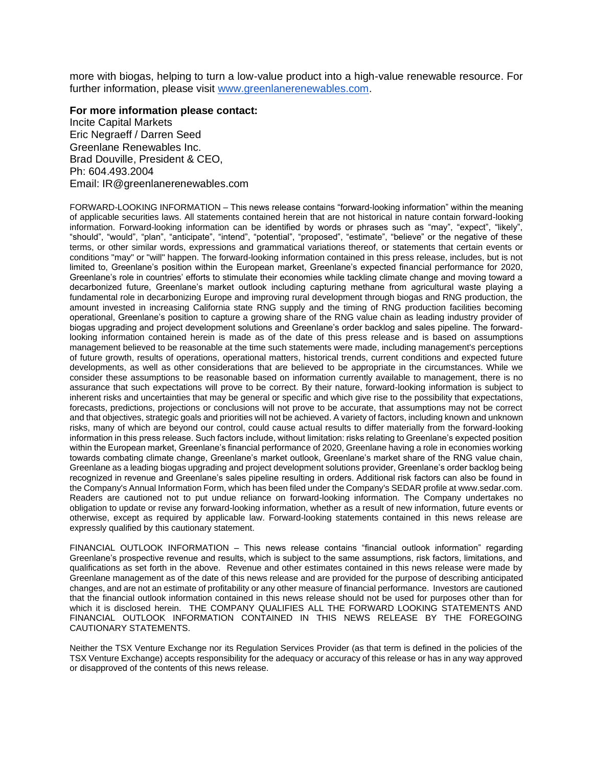more with biogas, helping to turn a low-value product into a high-value renewable resource. For further information, please visit [www.greenlanerenewables.com](http://www.greenlanerenewables.com).

**For more information please contact:**

Incite Capital Markets
Eric Negraeff / Darren Seed
Greenlane Renewables Inc.
Brad Douville, President & CEO,
Ph: 604.493.2004
Email: IR@greenlanerenewables.com

FORWARD-LOOKING INFORMATION – This news release contains "forward-looking information" within the meaning of applicable securities laws. All statements contained herein that are not historical in nature contain forward-looking information. Forward-looking information can be identified by words or phrases such as "may", "expect", "likely", "should", "would", "plan", "anticipate", "intend", "potential", "proposed", "estimate", "believe" or the negative of these terms, or other similar words, expressions and grammatical variations thereof, or statements that certain events or conditions "may" or "will" happen. The forward-looking information contained in this press release, includes, but is not limited to, Greenlane's position within the European market, Greenlane's expected financial performance for 2020, Greenlane's role in countries' efforts to stimulate their economies while tackling climate change and moving toward a decarbonized future, Greenlane's market outlook including capturing methane from agricultural waste playing a fundamental role in decarbonizing Europe and improving rural development through biogas and RNG production, the amount invested in increasing California state RNG supply and the timing of RNG production facilities becoming operational, Greenlane's position to capture a growing share of the RNG value chain as leading industry provider of biogas upgrading and project development solutions and Greenlane's order backlog and sales pipeline. The forward-looking information contained herein is made as of the date of this press release and is based on assumptions management believed to be reasonable at the time such statements were made, including management's perceptions of future growth, results of operations, operational matters, historical trends, current conditions and expected future developments, as well as other considerations that are believed to be appropriate in the circumstances. While we consider these assumptions to be reasonable based on information currently available to management, there is no assurance that such expectations will prove to be correct. By their nature, forward-looking information is subject to inherent risks and uncertainties that may be general or specific and which give rise to the possibility that expectations, forecasts, predictions, projections or conclusions will not prove to be accurate, that assumptions may not be correct and that objectives, strategic goals and priorities will not be achieved. A variety of factors, including known and unknown risks, many of which are beyond our control, could cause actual results to differ materially from the forward-looking information in this press release. Such factors include, without limitation: risks relating to Greenlane's expected position within the European market, Greenlane's financial performance of 2020, Greenlane having a role in economies working towards combating climate change, Greenlane's market outlook, Greenlane's market share of the RNG value chain, Greenlane as a leading biogas upgrading and project development solutions provider, Greenlane's order backlog being recognized in revenue and Greenlane's sales pipeline resulting in orders. Additional risk factors can also be found in the Company's Annual Information Form, which has been filed under the Company's SEDAR profile at www.sedar.com. Readers are cautioned not to put undue reliance on forward-looking information. The Company undertakes no obligation to update or revise any forward-looking information, whether as a result of new information, future events or otherwise, except as required by applicable law. Forward-looking statements contained in this news release are expressly qualified by this cautionary statement.

FINANCIAL OUTLOOK INFORMATION – This news release contains "financial outlook information" regarding Greenlane's prospective revenue and results, which is subject to the same assumptions, risk factors, limitations, and qualifications as set forth in the above. Revenue and other estimates contained in this news release were made by Greenlane management as of the date of this news release and are provided for the purpose of describing anticipated changes, and are not an estimate of profitability or any other measure of financial performance. Investors are cautioned that the financial outlook information contained in this news release should not be used for purposes other than for which it is disclosed herein. THE COMPANY QUALIFIES ALL THE FORWARD LOOKING STATEMENTS AND FINANCIAL OUTLOOK INFORMATION CONTAINED IN THIS NEWS RELEASE BY THE FOREGOING CAUTIONARY STATEMENTS.

Neither the TSX Venture Exchange nor its Regulation Services Provider (as that term is defined in the policies of the TSX Venture Exchange) accepts responsibility for the adequacy or accuracy of this release or has in any way approved or disapproved of the contents of this news release.